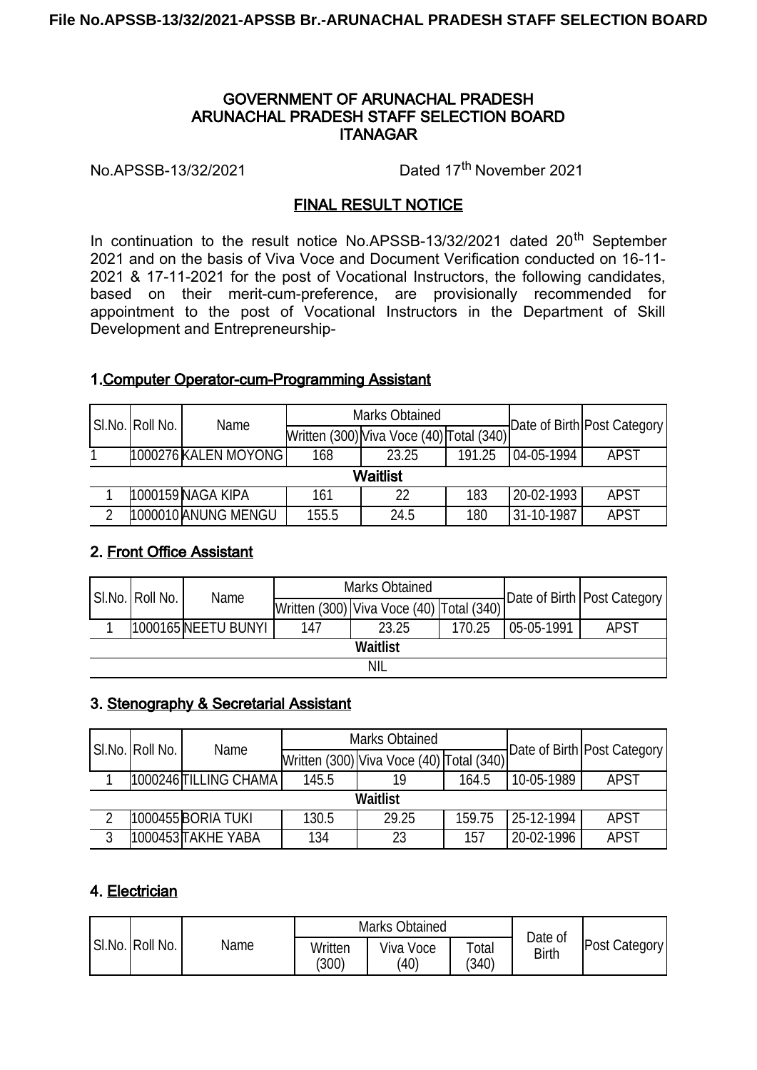**GOVERNMENT OF ARUNACHAL PRADESH**
**ARUNACHAL PRADESH STAFF SELECTION BOARD**
**ITANAGAR**

No.APSSB-13/32/2021 Dated 17th November 2021

## FINAL RESULT NOTICE

In continuation to the result notice No.APSSB-13/32/2021 dated 20th September 2021 and on the basis of Viva Voce and Document Verification conducted on 16-11-2021 & 17-11-2021 for the post of Vocational Instructors, the following candidates, based on their merit-cum-preference, are provisionally recommended for appointment to the post of Vocational Instructors in the Department of Skill Development and Entrepreneurship-

### 1. Computer Operator-cum-Programming Assistant

| Sl.No. | Roll No. | Name | Marks Obtained | | | Date of Birth | Post Category |
|---|---|---|---|---|---|---|---|
| | | | Written (300) | Viva Voce (40) | Total (340) | | |
| 1 | 1000276 | KALEN MOYONG | 168 | 23.25 | 191.25 | 04-05-1994 | APST |
| **Waitlist** | | | | | | | |
| 1 | 1000159 | NAGA KIPA | 161 | 22 | 183 | 20-02-1993 | APST |
| 2 | 1000010 | ANUNG MENGU | 155.5 | 24.5 | 180 | 31-10-1987 | APST |

### 2. Front Office Assistant

| Sl.No. | Roll No. | Name | Marks Obtained | | | Date of Birth | Post Category |
|---|---|---|---|---|---|---|---|
| | | | Written (300) | Viva Voce (40) | Total (340) | | |
| 1 | 1000165 | NEETU BUNYI | 147 | 23.25 | 170.25 | 05-05-1991 | APST |
| **Waitlist** | | | | | | | |
| NIL | | | | | | | |

### 3. Stenography & Secretarial Assistant

| Sl.No. | Roll No. | Name | Marks Obtained | | | Date of Birth | Post Category |
|---|---|---|---|---|---|---|---|
| | | | Written (300) | Viva Voce (40) | Total (340) | | |
| 1 | 1000246 | TILLING CHAMA | 145.5 | 19 | 164.5 | 10-05-1989 | APST |
| **Waitlist** | | | | | | | |
| 2 | 1000455 | BORIA TUKI | 130.5 | 29.25 | 159.75 | 25-12-1994 | APST |
| 3 | 1000453 | TAKHE YABA | 134 | 23 | 157 | 20-02-1996 | APST |

### 4. Electrician

| Sl.No. | Roll No. | Name | Marks Obtained | | | Date of Birth | Post Category |
|---|---|---|---|---|---|---|---|
| | | | Written (300) | Viva Voce (40) | Total (340) | | |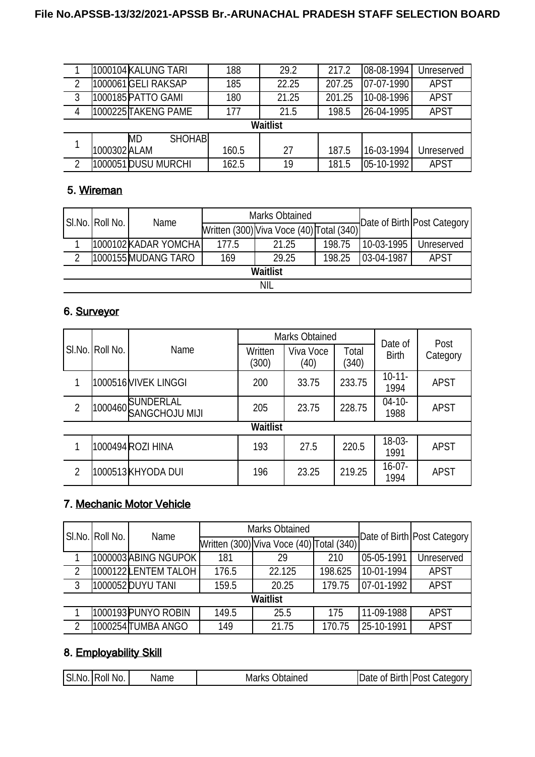| | | | | | | | |
|---|---|---|---|---|---|---|---|
| 1 | 1000104 | KALUNG TARI | 188 | 29.2 | 217.2 | 08-08-1994 | Unreserved |
| 2 | 1000061 | GELI RAKSAP | 185 | 22.25 | 207.25 | 07-07-1990 | APST |
| 3 | 1000185 | PATTO GAMI | 180 | 21.25 | 201.25 | 10-08-1996 | APST |
| 4 | 1000225 | TAKENG PAME | 177 | 21.5 | 198.5 | 26-04-1995 | APST |
| **Waitlist** | | | | | | | |
| 1 | 1000302 | MD SHOHAB ALAM | 160.5 | 27 | 187.5 | 16-03-1994 | Unreserved |
| 2 | 1000051 | DUSU MURCHI | 162.5 | 19 | 181.5 | 05-10-1992 | APST |

## 5. Wireman

| Sl.No. | Roll No. | Name | Marks Obtained | | | Date of Birth | Post Category |
|---|---|---|---|---|---|---|---|
| | | | Written (300) | Viva Voce (40) | Total (340) | | |
| 1 | 1000102 | KADAR YOMCHA | 177.5 | 21.25 | 198.75 | 10-03-1995 | Unreserved |
| 2 | 1000155 | MUDANG TARO | 169 | 29.25 | 198.25 | 03-04-1987 | APST |
| **Waitlist** | | | | | | | |
| NIL | | | | | | | |

## 6. Surveyor

| Sl.No. | Roll No. | Name | Marks Obtained | | | Date of Birth | Post Category |
|---|---|---|---|---|---|---|---|
| | | | Written (300) | Viva Voce (40) | Total (340) | | |
| 1 | 1000516 | VIVEK LINGGI | 200 | 33.75 | 233.75 | 10-11-1994 | APST |
| 2 | 1000460 | SUNDERLAL SANGCHOJU MIJI | 205 | 23.75 | 228.75 | 04-10-1988 | APST |
| **Waitlist** | | | | | | | |
| 1 | 1000494 | ROZI HINA | 193 | 27.5 | 220.5 | 18-03-1991 | APST |
| 2 | 1000513 | KHYODA DUI | 196 | 23.25 | 219.25 | 16-07-1994 | APST |

## 7. Mechanic Motor Vehicle

| Sl.No. | Roll No. | Name | Marks Obtained | | | Date of Birth | Post Category |
|---|---|---|---|---|---|---|---|
| | | | Written (300) | Viva Voce (40) | Total (340) | | |
| 1 | 1000003 | ABING NGUPOK | 181 | 29 | 210 | 05-05-1991 | Unreserved |
| 2 | 1000122 | LENTEM TALOH | 176.5 | 22.125 | 198.625 | 10-01-1994 | APST |
| 3 | 1000052 | DUYU TANI | 159.5 | 20.25 | 179.75 | 07-01-1992 | APST |
| **Waitlist** | | | | | | | |
| 1 | 1000193 | PUNYO ROBIN | 149.5 | 25.5 | 175 | 11-09-1988 | APST |
| 2 | 1000254 | TUMBA ANGO | 149 | 21.75 | 170.75 | 25-10-1991 | APST |

## 8. Employability Skill

| Sl.No. | Roll No. | Name | Marks Obtained | Date of Birth | Post Category |
|---|---|---|---|---|---|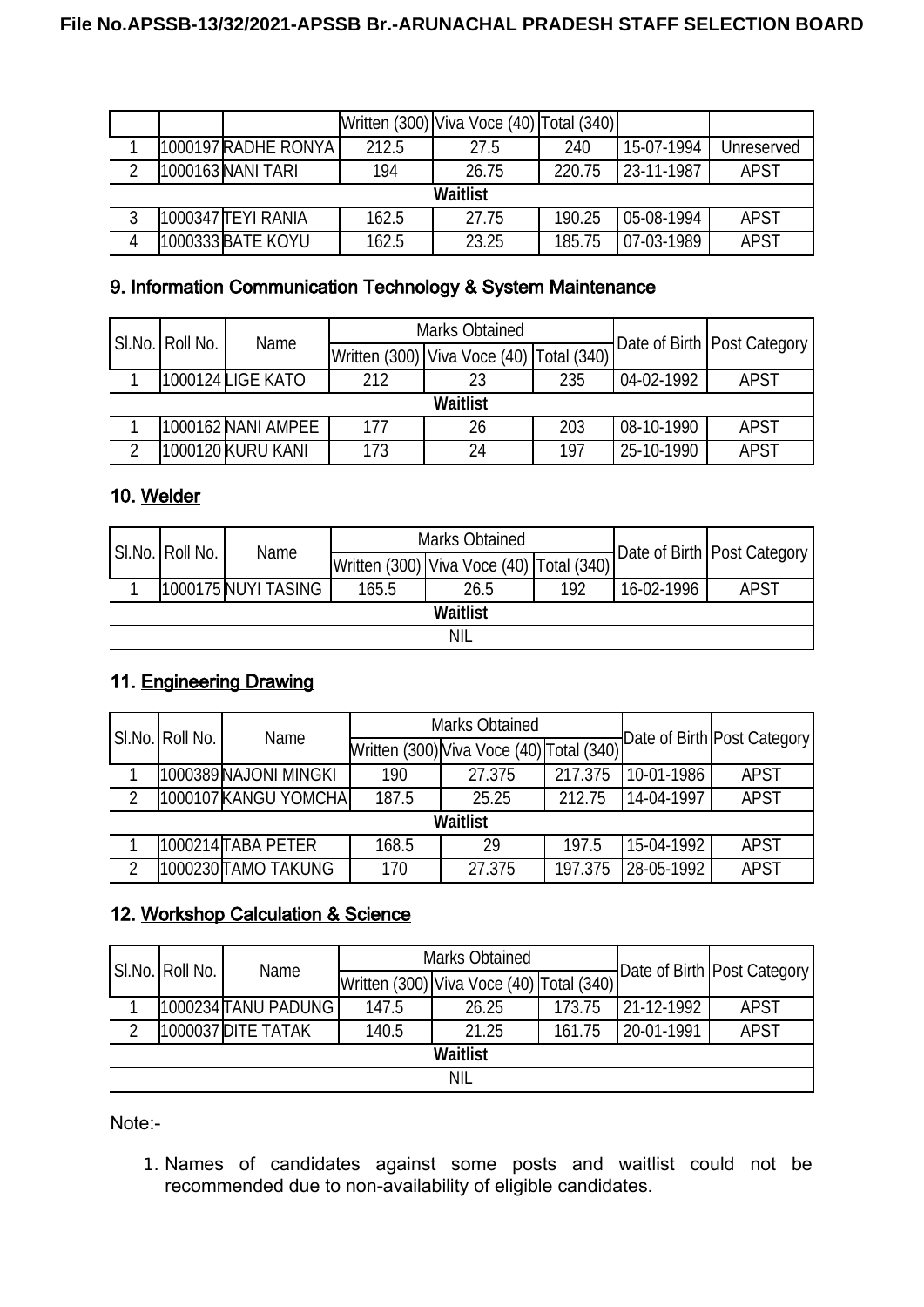|  |  |  | Written (300) | Viva Voce (40) | Total (340) |  |  |
|---|---|---|---|---|---|---|---|
| 1 | 1000197 | RADHE RONYA | 212.5 | 27.5 | 240 | 15-07-1994 | Unreserved |
| 2 | 1000163 | NANI TARI | 194 | 26.75 | 220.75 | 23-11-1987 | APST |
| **Waitlist** |  |  |  |  |  |  |  |
| 3 | 1000347 | TEYI RANIA | 162.5 | 27.75 | 190.25 | 05-08-1994 | APST |
| 4 | 1000333 | BATE KOYU | 162.5 | 23.25 | 185.75 | 07-03-1989 | APST |

## 9. Information Communication Technology & System Maintenance

| Sl.No. | Roll No. | Name | Marks Obtained | | | Date of Birth | Post Category |
|---|---|---|---|---|---|---|---|
|  |  |  | Written (300) | Viva Voce (40) | Total (340) |  |  |
| 1 | 1000124 | LIGE KATO | 212 | 23 | 235 | 04-02-1992 | APST |
| **Waitlist** |  |  |  |  |  |  |  |
| 1 | 1000162 | NANI AMPEE | 177 | 26 | 203 | 08-10-1990 | APST |
| 2 | 1000120 | KURU KANI | 173 | 24 | 197 | 25-10-1990 | APST |

## 10. Welder

| Sl.No. | Roll No. | Name | Marks Obtained | | | Date of Birth | Post Category |
|---|---|---|---|---|---|---|---|
|  |  |  | Written (300) | Viva Voce (40) | Total (340) |  |  |
| 1 | 1000175 | NUYI TASING | 165.5 | 26.5 | 192 | 16-02-1996 | APST |
| **Waitlist** |  |  |  |  |  |  |  |
| NIL |  |  |  |  |  |  |  |

## 11. Engineering Drawing

| Sl.No. | Roll No. | Name | Marks Obtained | | | Date of Birth | Post Category |
|---|---|---|---|---|---|---|---|
|  |  |  | Written (300) | Viva Voce (40) | Total (340) |  |  |
| 1 | 1000389 | NAJONI MINGKI | 190 | 27.375 | 217.375 | 10-01-1986 | APST |
| 2 | 1000107 | KANGU YOMCHA | 187.5 | 25.25 | 212.75 | 14-04-1997 | APST |
| **Waitlist** |  |  |  |  |  |  |  |
| 1 | 1000214 | TABA PETER | 168.5 | 29 | 197.5 | 15-04-1992 | APST |
| 2 | 1000230 | TAMO TAKUNG | 170 | 27.375 | 197.375 | 28-05-1992 | APST |

## 12. Workshop Calculation & Science

| Sl.No. | Roll No. | Name | Marks Obtained | | | Date of Birth | Post Category |
|---|---|---|---|---|---|---|---|
|  |  |  | Written (300) | Viva Voce (40) | Total (340) |  |  |
| 1 | 1000234 | TANU PADUNG | 147.5 | 26.25 | 173.75 | 21-12-1992 | APST |
| 2 | 1000037 | DITE TATAK | 140.5 | 21.25 | 161.75 | 20-01-1991 | APST |
| **Waitlist** |  |  |  |  |  |  |  |
| NIL |  |  |  |  |  |  |  |

Note:-

1. Names of candidates against some posts and waitlist could not be recommended due to non-availability of eligible candidates.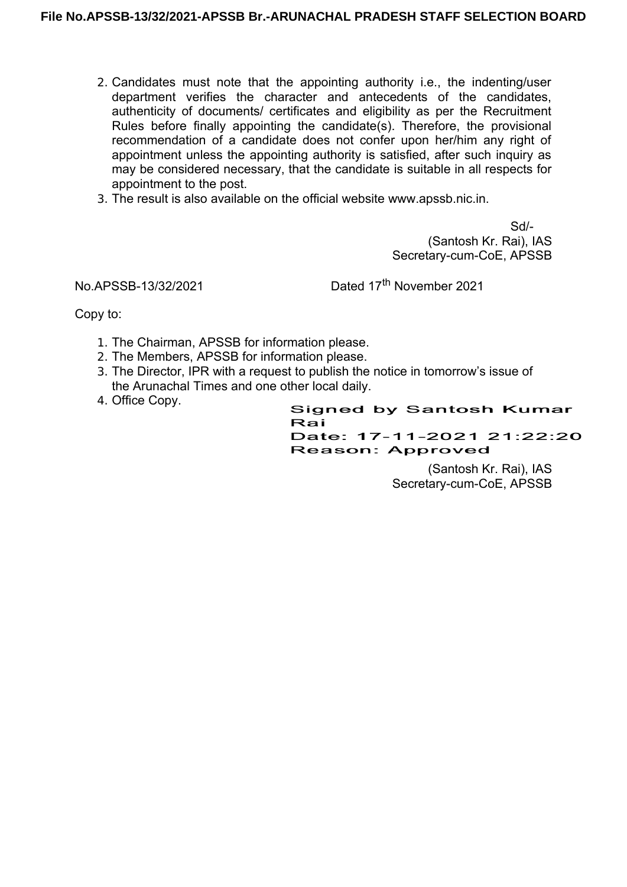2. Candidates must note that the appointing authority i.e., the indenting/user department verifies the character and antecedents of the candidates, authenticity of documents/ certificates and eligibility as per the Recruitment Rules before finally appointing the candidate(s). Therefore, the provisional recommendation of a candidate does not confer upon her/him any right of appointment unless the appointing authority is satisfied, after such inquiry as may be considered necessary, that the candidate is suitable in all respects for appointment to the post.
3. The result is also available on the official website www.apssb.nic.in.

Sd/-
(Santosh Kr. Rai), IAS
Secretary-cum-CoE, APSSB

No.APSSB-13/32/2021 Dated 17th November 2021

Copy to:

1. The Chairman, APSSB for information please.
2. The Members, APSSB for information please.
3. The Director, IPR with a request to publish the notice in tomorrow's issue of the Arunachal Times and one other local daily.
4. Office Copy.

Signed by Santosh Kumar Rai
Date: 17-11-2021 21:22:20
Reason: Approved

(Santosh Kr. Rai), IAS
Secretary-cum-CoE, APSSB